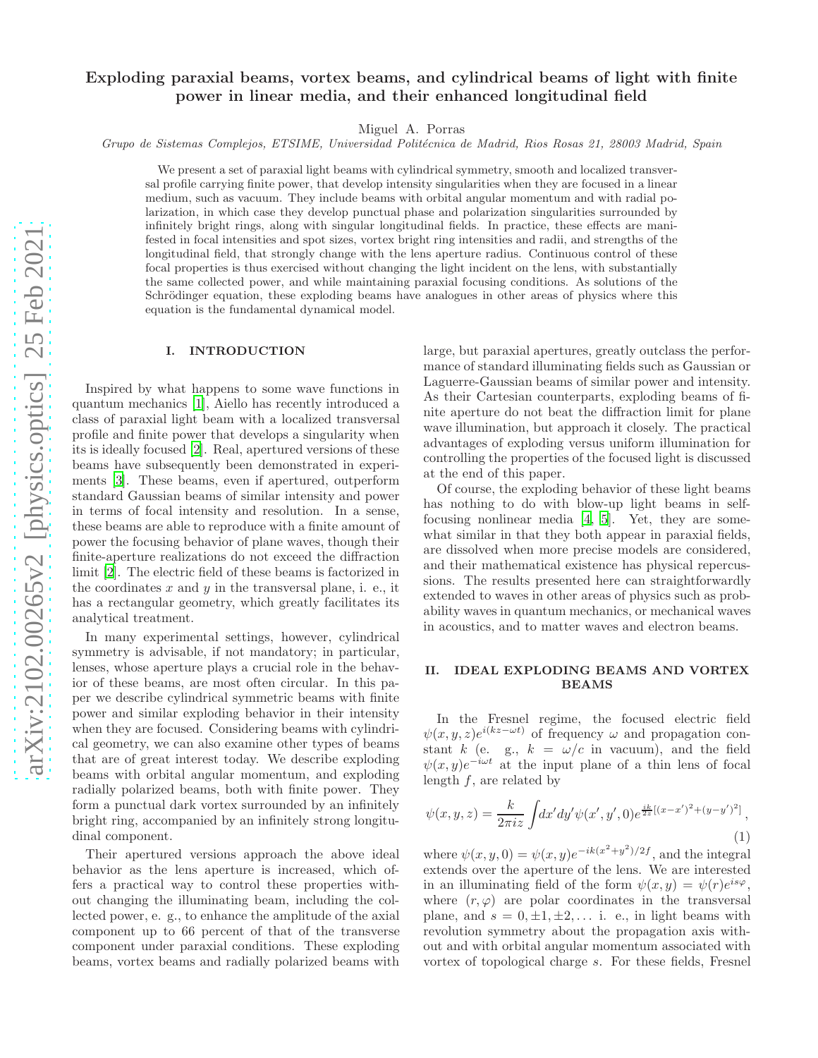# Exploding paraxial beams, vortex beams, and cylindrical beams of light with finite power in linear media, and their enhanced longitudinal field

Miguel A. Porras

*Grupo de Sistemas Complejos, ETSIME, Universidad Politécnica de Madrid, Rios Rosas 21, 28003 Madrid, Spain*

We present a set of paraxial light beams with cylindrical symmetry, smooth and localized transversal profile carrying finite power, that develop intensity singularities when they are focused in a linear medium, such as vacuum. They include beams with orbital angular momentum and with radial polarization, in which case they develop punctual phase and polarization singularities surrounded by infinitely bright rings, along with singular longitudinal fields. In practice, these effects are manifested in focal intensities and spot sizes, vortex bright ring intensities and radii, and strengths of the longitudinal field, that strongly change with the lens aperture radius. Continuous control of these focal properties is thus exercised without changing the light incident on the lens, with substantially the same collected power, and while maintaining paraxial focusing conditions. As solutions of the Schrödinger equation, these exploding beams have analogues in other areas of physics where this equation is the fundamental dynamical model.

## I. INTRODUCTION

Inspired by what happens to some wave functions in quantum mechanics [1], Aiello has recently introduced a class of paraxial light beam with a localized transversal profile and finite power that develops a singularity when its is ideally focused [2]. Real, apertured versions of these beams have subsequently been demonstrated in experiments [3]. These beams, even if apertured, outperform standard Gaussian beams of similar intensity and power in terms of focal intensity and resolution. In a sense, these beams are able to reproduce with a finite amount of power the focusing behavior of plane waves, though their finite-aperture realizations do not exceed the diffraction limit [2]. The electric field of these beams is factorized in the coordinates $x$ and $y$ in the transversal plane, i. e., it has a rectangular geometry, which greatly facilitates its analytical treatment.

In many experimental settings, however, cylindrical symmetry is advisable, if not mandatory; in particular, lenses, whose aperture plays a crucial role in the behavior of these beams, are most often circular. In this paper we describe cylindrical symmetric beams with finite power and similar exploding behavior in their intensity when they are focused. Considering beams with cylindrical geometry, we can also examine other types of beams that are of great interest today. We describe exploding beams with orbital angular momentum, and exploding radially polarized beams, both with finite power. They form a punctual dark vortex surrounded by an infinitely bright ring, accompanied by an infinitely strong longitudinal component.

Their apertured versions approach the above ideal behavior as the lens aperture is increased, which offers a practical way to control these properties without changing the illuminating beam, including the collected power, e. g., to enhance the amplitude of the axial component up to 66 percent of that of the transverse component under paraxial conditions. These exploding beams, vortex beams and radially polarized beams with large, but paraxial apertures, greatly outclass the performance of standard illuminating fields such as Gaussian or Laguerre-Gaussian beams of similar power and intensity. As their Cartesian counterparts, exploding beams of finite aperture do not beat the diffraction limit for plane wave illumination, but approach it closely. The practical advantages of exploding versus uniform illumination for controlling the properties of the focused light is discussed at the end of this paper.

Of course, the exploding behavior of these light beams has nothing to do with blow-up light beams in self-focusing nonlinear media [4, 5]. Yet, they are somewhat similar in that they both appear in paraxial fields, are dissolved when more precise models are considered, and their mathematical existence has physical repercussions. The results presented here can straightforwardly extended to waves in other areas of physics such as probability waves in quantum mechanics, or mechanical waves in acoustics, and to matter waves and electron beams.

## II. IDEAL EXPLODING BEAMS AND VORTEX BEAMS

In the Fresnel regime, the focused electric field $\psi(x,y,z)e^{i(kz-\omega t)}$ of frequency $\omega$ and propagation constant $k$ (e. g., $k=\omega/c$ in vacuum), and the field $\psi(x,y)e^{-i\omega t}$ at the input plane of a thin lens of focal length $f$, are related by

$$\psi(x,y,z) = \frac{k}{2\pi i z}\int dx'dy'\psi(x',y',0)e^{\frac{ik}{2z}[(x-x')^2+(y-y')^2]}, \tag{1}$$

where $\psi(x,y,0)=\psi(x,y)e^{-ik(x^2+y^2)/2f}$, and the integral extends over the aperture of the lens. We are interested in an illuminating field of the form $\psi(x,y)=\psi(r)e^{is\varphi}$, where $(r,\varphi)$ are polar coordinates in the transversal plane, and $s=0,\pm1,\pm2,\dots$ i. e., in light beams with revolution symmetry about the propagation axis without and with orbital angular momentum associated with vortex of topological charge $s$. For these fields, Fresnel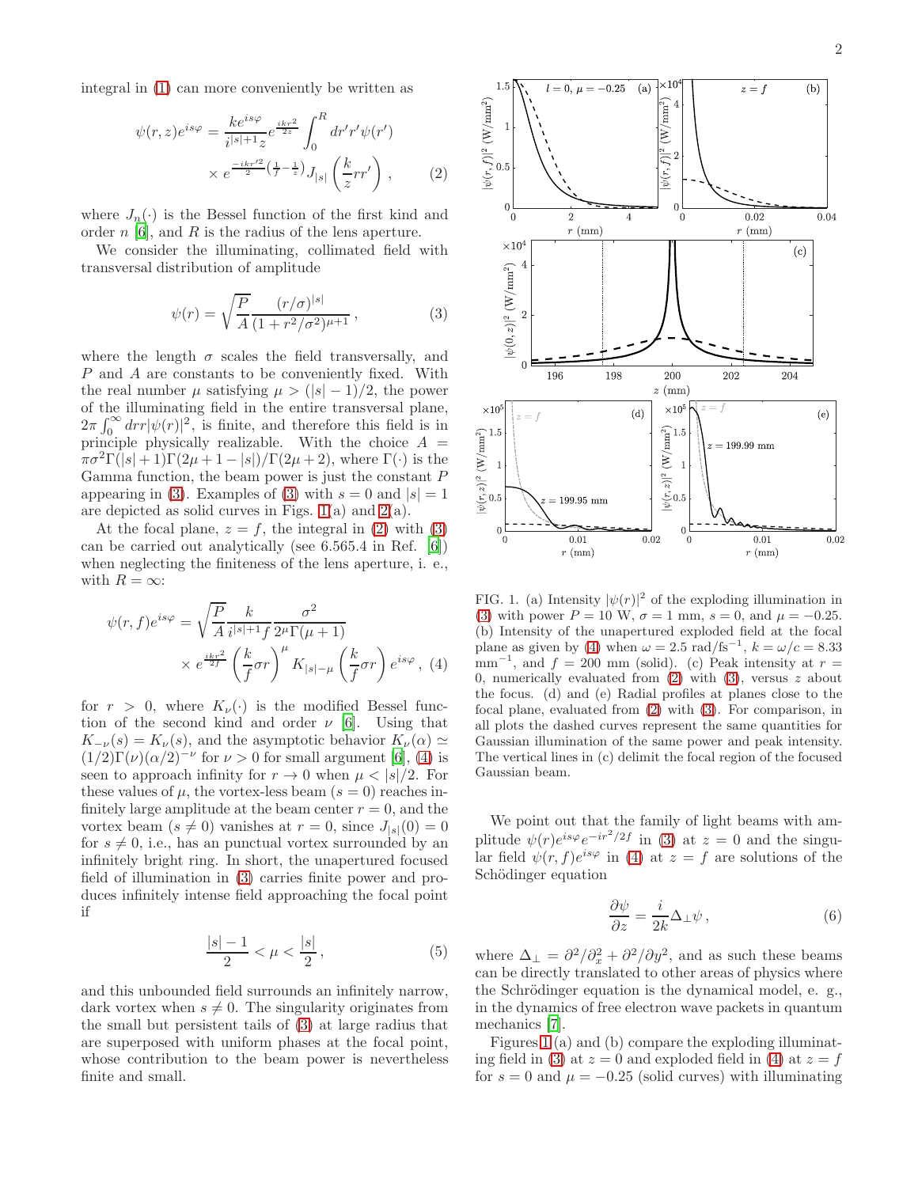integral in (1) can more conveniently be written as

$$\psi(r,z)e^{is\varphi} = \frac{ke^{is\varphi}}{i^{|s|+1}z}e^{\frac{ikr^2}{2z}}\int_0^R dr' r'\psi(r') \times e^{\frac{-ikr'^2}{2}\left(\frac{1}{f}-\frac{1}{z}\right)}J_{|s|}\left(\frac{k}{z}rr'\right), \quad (2)$$

where $J_n(\cdot)$ is the Bessel function of the first kind and order $n$ [6], and $R$ is the radius of the lens aperture.

We consider the illuminating, collimated field with transversal distribution of amplitude

$$\psi(r) = \sqrt{\frac{P}{A}}\frac{(r/\sigma)^{|s|}}{(1+r^2/\sigma^2)^{\mu+1}}, \quad (3)$$

where the length $\sigma$ scales the field transversally, and $P$ and $A$ are constants to be conveniently fixed. With the real number $\mu$ satisfying $\mu > (|s|-1)/2$, the power of the illuminating field in the entire transversal plane, $2\pi\int_0^\infty dr r|\psi(r)|^2$, is finite, and therefore this field is in principle physically realizable. With the choice $A = \pi\sigma^2\Gamma(|s|+1)\Gamma(2\mu+1-|s|)/\Gamma(2\mu+2)$, where $\Gamma(\cdot)$ is the Gamma function, the beam power is just the constant $P$ appearing in (3). Examples of (3) with $s=0$ and $|s|=1$ are depicted as solid curves in Figs. 1(a) and 2(a).

At the focal plane, $z=f$, the integral in (2) with (3) can be carried out analytically (see 6.565.4 in Ref. [6]) when neglecting the finiteness of the lens aperture, i. e., with $R=\infty$:

$$\psi(r,f)e^{is\varphi} = \sqrt{\frac{P}{A}}\frac{k}{i^{|s|+1}f}\frac{\sigma^2}{2^\mu\Gamma(\mu+1)} \times e^{\frac{ikr^2}{2f}}\left(\frac{k}{f}\sigma r\right)^\mu K_{|s|-\mu}\left(\frac{k}{f}\sigma r\right)e^{is\varphi}, \quad (4)$$

for $r>0$, where $K_\nu(\cdot)$ is the modified Bessel function of the second kind and order $\nu$ [6]. Using that $K_{-\nu}(s) = K_\nu(s)$, and the asymptotic behavior $K_\nu(\alpha) \simeq (1/2)\Gamma(\nu)(\alpha/2)^{-\nu}$ for $\nu > 0$ for small argument [6], (4) is seen to approach infinity for $r \to 0$ when $\mu < |s|/2$. For these values of $\mu$, the vortex-less beam ($s=0$) reaches infinitely large amplitude at the beam center $r=0$, and the vortex beam ($s \neq 0$) vanishes at $r=0$, since $J_{|s|}(0)=0$ for $s \neq 0$, i.e., has an punctual vortex surrounded by an infinitely bright ring. In short, the unapertured focused field of illumination in (3) carries finite power and produces infinitely intense field approaching the focal point if

$$\frac{|s|-1}{2} < \mu < \frac{|s|}{2}, \quad (5)$$

and this unbounded field surrounds an infinitely narrow, dark vortex when $s \neq 0$. The singularity originates from the small but persistent tails of (3) at large radius that are superposed with uniform phases at the focal point, whose contribution to the beam power is nevertheless finite and small.

FIG. 1. (a) Intensity $|\psi(r)|^2$ of the exploding illumination in (3) with power $P=10$ W, $\sigma=1$ mm, $s=0$, and $\mu=-0.25$. (b) Intensity of the unapertured exploded field at the focal plane as given by (4) when $\omega=2.5$ rad/fs$^{-1}$, $k=\omega/c=8.33$ mm$^{-1}$, and $f=200$ mm (solid). (c) Peak intensity at $r=0$, numerically evaluated from (2) with (3), versus $z$ about the focus. (d) and (e) Radial profiles at planes close to the focal plane, evaluated from (2) with (3). For comparison, in all plots the dashed curves represent the same quantities for Gaussian illumination of the same power and peak intensity. The vertical lines in (c) delimit the focal region of the focused Gaussian beam.

We point out that the family of light beams with amplitude $\psi(r)e^{is\varphi}e^{-ir^2/2f}$ in (3) at $z=0$ and the singular field $\psi(r,f)e^{is\varphi}$ in (4) at $z=f$ are solutions of the Schödinger equation

$$\frac{\partial\psi}{\partial z} = \frac{i}{2k}\Delta_\perp\psi, \quad (6)$$

where $\Delta_\perp = \partial^2/\partial_x^2 + \partial^2/\partial y^2$, and as such these beams can be directly translated to other areas of physics where the Schrödinger equation is the dynamical model, e. g., in the dynamics of free electron wave packets in quantum mechanics [7].

Figures 1(a) and (b) compare the exploding illuminating field in (3) at $z=0$ and exploded field in (4) at $z=f$ for $s=0$ and $\mu=-0.25$ (solid curves) with illuminating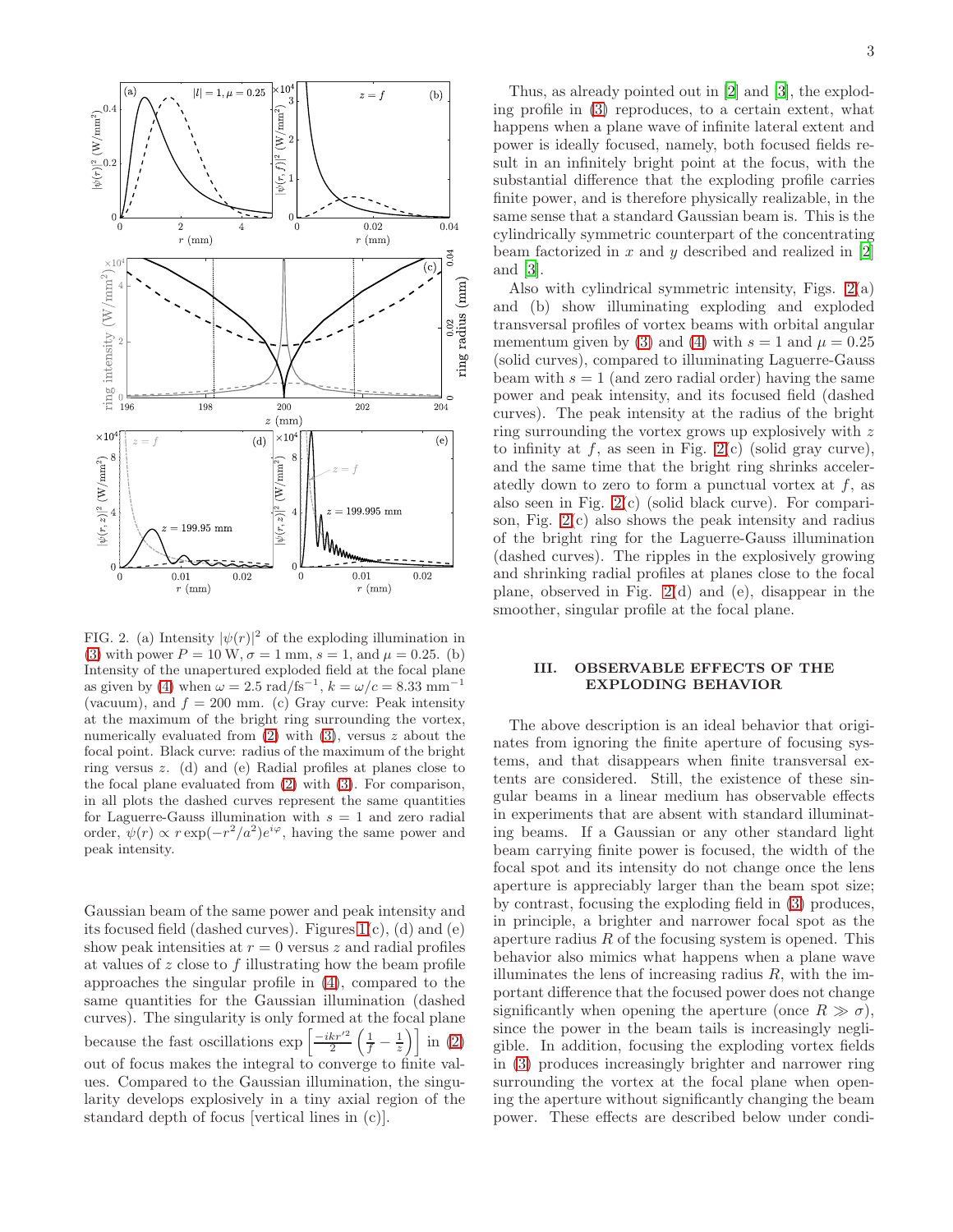FIG. 2. (a) Intensity $|\psi(r)|^2$ of the exploding illumination in (3) with power $P = 10$ W, $\sigma = 1$ mm, $s = 1$, and $\mu = 0.25$. (b) Intensity of the unapertured exploded field at the focal plane as given by (4) when $\omega = 2.5$ rad/fs$^{-1}$, $k = \omega/c = 8.33$ mm$^{-1}$ (vacuum), and $f = 200$ mm. (c) Gray curve: Peak intensity at the maximum of the bright ring surrounding the vortex, numerically evaluated from (2) with (3), versus $z$ about the focal point. Black curve: radius of the maximum of the bright ring versus $z$. (d) and (e) Radial profiles at planes close to the focal plane evaluated from (2) with (3). For comparison, in all plots the dashed curves represent the same quantities for Laguerre-Gauss illumination with $s = 1$ and zero radial order, $\psi(r) \propto r\exp(-r^2/a^2)e^{i\varphi}$, having the same power and peak intensity.

Gaussian beam of the same power and peak intensity and its focused field (dashed curves). Figures 1(c), (d) and (e) show peak intensities at $r = 0$ versus $z$ and radial profiles at values of $z$ close to $f$ illustrating how the beam profile approaches the singular profile in (4), compared to the same quantities for the Gaussian illumination (dashed curves). The singularity is only formed at the focal plane because the fast oscillations $\exp\left[\frac{-ikr'^2}{2}\left(\frac{1}{f} - \frac{1}{z}\right)\right]$ in (2) out of focus makes the integral to converge to finite values. Compared to the Gaussian illumination, the singularity develops explosively in a tiny axial region of the standard depth of focus [vertical lines in (c)].

Thus, as already pointed out in [2] and [3], the exploding profile in (3) reproduces, to a certain extent, what happens when a plane wave of infinite lateral extent and power is ideally focused, namely, both focused fields result in an infinitely bright point at the focus, with the substantial difference that the exploding profile carries finite power, and is therefore physically realizable, in the same sense that a standard Gaussian beam is. This is the cylindrically symmetric counterpart of the concentrating beam factorized in $x$ and $y$ described and realized in [2] and [3].

Also with cylindrical symmetric intensity, Figs. 2(a) and (b) show illuminating exploding and exploded transversal profiles of vortex beams with orbital angular mementum given by (3) and (4) with $s = 1$ and $\mu = 0.25$ (solid curves), compared to illuminating Laguerre-Gauss beam with $s = 1$ (and zero radial order) having the same power and peak intensity, and its focused field (dashed curves). The peak intensity at the radius of the bright ring surrounding the vortex grows up explosively with $z$ to infinity at $f$, as seen in Fig. 2(c) (solid gray curve), and the same time that the bright ring shrinks acceleratedly down to zero to form a punctual vortex at $f$, as also seen in Fig. 2(c) (solid black curve). For comparison, Fig. 2(c) also shows the peak intensity and radius of the bright ring for the Laguerre-Gauss illumination (dashed curves). The ripples in the explosively growing and shrinking radial profiles at planes close to the focal plane, observed in Fig. 2(d) and (e), disappear in the smoother, singular profile at the focal plane.

## III. OBSERVABLE EFFECTS OF THE EXPLODING BEHAVIOR

The above description is an ideal behavior that originates from ignoring the finite aperture of focusing systems, and that disappears when finite transversal extents are considered. Still, the existence of these singular beams in a linear medium has observable effects in experiments that are absent with standard illuminating beams. If a Gaussian or any other standard light beam carrying finite power is focused, the width of the focal spot and its intensity do not change once the lens aperture is appreciably larger than the beam spot size; by contrast, focusing the exploding field in (3) produces, in principle, a brighter and narrower focal spot as the aperture radius $R$ of the focusing system is opened. This behavior also mimics what happens when a plane wave illuminates the lens of increasing radius $R$, with the important difference that the focused power does not change significantly when opening the aperture (once $R \gg \sigma$), since the power in the beam tails is increasingly negligible. In addition, focusing the exploding vortex fields in (3) produces increasingly brighter and narrower ring surrounding the vortex at the focal plane when opening the aperture without significantly changing the beam power. These effects are described below under condi-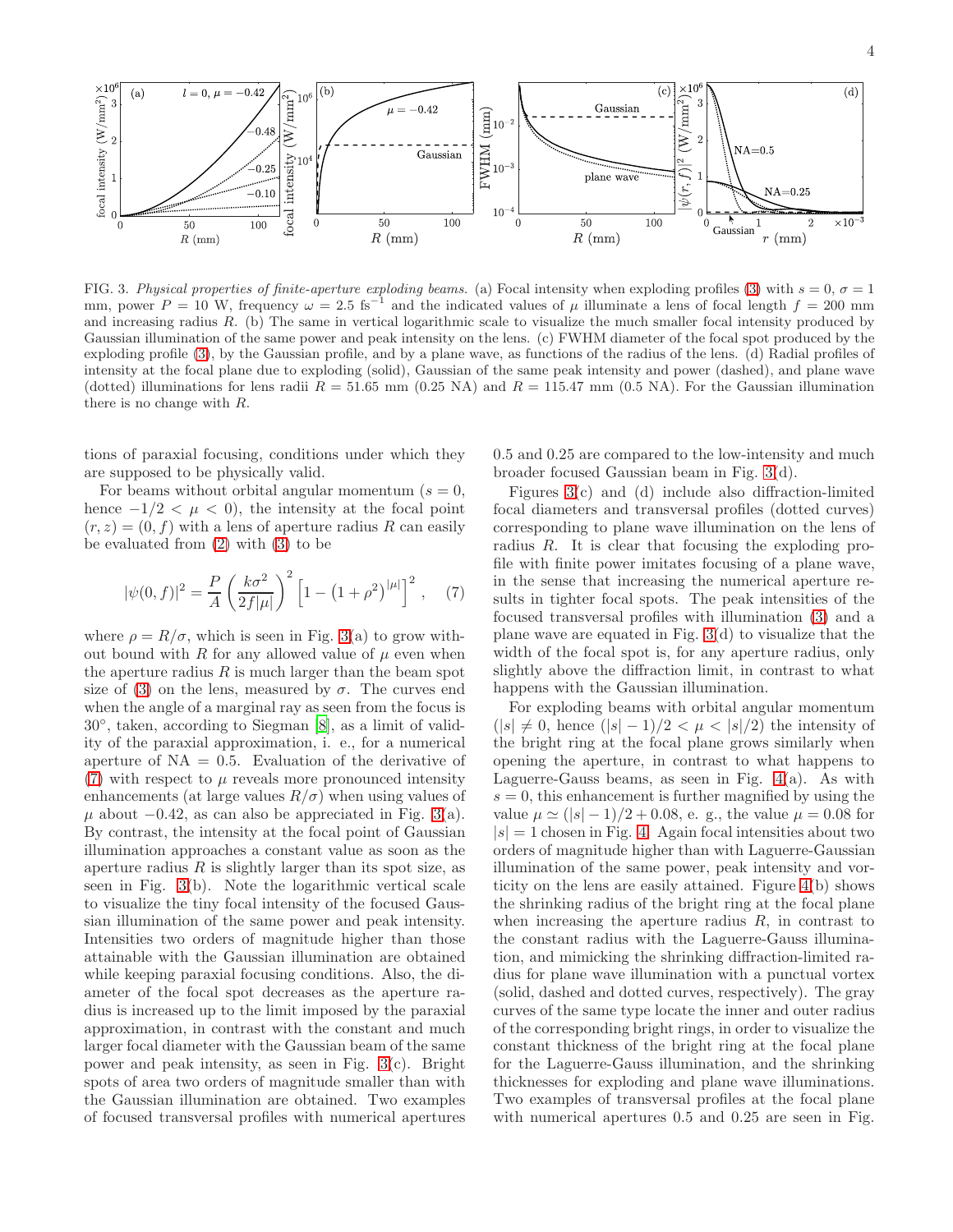FIG. 3. *Physical properties of finite-aperture exploding beams.* (a) Focal intensity when exploding profiles (3) with $s = 0$, $\sigma = 1$ mm, power $P = 10$ W, frequency $\omega = 2.5$ fs$^{-1}$ and the indicated values of $\mu$ illuminate a lens of focal length $f = 200$ mm and increasing radius $R$. (b) The same in vertical logarithmic scale to visualize the much smaller focal intensity produced by Gaussian illumination of the same power and peak intensity on the lens. (c) FWHM diameter of the focal spot produced by the exploding profile (3), by the Gaussian profile, and by a plane wave, as functions of the radius of the lens. (d) Radial profiles of intensity at the focal plane due to exploding (solid), Gaussian of the same peak intensity and power (dashed), and plane wave (dotted) illuminations for lens radii $R = 51.65$ mm (0.25 NA) and $R = 115.47$ mm (0.5 NA). For the Gaussian illumination there is no change with $R$.

tions of paraxial focusing, conditions under which they are supposed to be physically valid.

For beams without orbital angular momentum ($s = 0$, hence $-1/2 < \mu < 0$), the intensity at the focal point $(r, z) = (0, f)$ with a lens of aperture radius $R$ can easily be evaluated from (2) with (3) to be

$$|\psi(0, f)|^2 = \frac{P}{A}\left(\frac{k\sigma^2}{2f|\mu|}\right)^2 \left[1 - \left(1+\rho^2\right)^{|\mu|}\right]^2 , \quad (7)$$

where $\rho = R/\sigma$, which is seen in Fig. 3(a) to grow without bound with $R$ for any allowed value of $\mu$ even when the aperture radius $R$ is much larger than the beam spot size of (3) on the lens, measured by $\sigma$. The curves end when the angle of a marginal ray as seen from the focus is 30°, taken, according to Siegman [8], as a limit of validity of the paraxial approximation, i. e., for a numerical aperture of NA = 0.5. Evaluation of the derivative of (7) with respect to $\mu$ reveals more pronounced intensity enhancements (at large values $R/\sigma$) when using values of $\mu$ about $-0.42$, as can also be appreciated in Fig. 3(a). By contrast, the intensity at the focal point of Gaussian illumination approaches a constant value as soon as the aperture radius $R$ is slightly larger than its spot size, as seen in Fig. 3(b). Note the logarithmic vertical scale to visualize the tiny focal intensity of the focused Gaussian illumination of the same power and peak intensity. Intensities two orders of magnitude higher than those attainable with the Gaussian illumination are obtained while keeping paraxial focusing conditions. Also, the diameter of the focal spot decreases as the aperture radius is increased up to the limit imposed by the paraxial approximation, in contrast with the constant and much larger focal diameter with the Gaussian beam of the same power and peak intensity, as seen in Fig. 3(c). Bright spots of area two orders of magnitude smaller than with the Gaussian illumination are obtained. Two examples of focused transversal profiles with numerical apertures 0.5 and 0.25 are compared to the low-intensity and much broader focused Gaussian beam in Fig. 3(d).

Figures 3(c) and (d) include also diffraction-limited focal diameters and transversal profiles (dotted curves) corresponding to plane wave illumination on the lens of radius $R$. It is clear that focusing the exploding profile with finite power imitates focusing of a plane wave, in the sense that increasing the numerical aperture results in tighter focal spots. The peak intensities of the focused transversal profiles with illumination (3) and a plane wave are equated in Fig. 3(d) to visualize that the width of the focal spot is, for any aperture radius, only slightly above the diffraction limit, in contrast to what happens with the Gaussian illumination.

For exploding beams with orbital angular momentum ($|s| \neq 0$, hence $(|s|-1)/2 < \mu < |s|/2$) the intensity of the bright ring at the focal plane grows similarly when opening the aperture, in contrast to what happens to Laguerre-Gauss beams, as seen in Fig. 4(a). As with $s = 0$, this enhancement is further magnified by using the value $\mu \simeq (|s|-1)/2 + 0.08$, e. g., the value $\mu = 0.08$ for $|s| = 1$ chosen in Fig. 4. Again focal intensities about two orders of magnitude higher than with Laguerre-Gaussian illumination of the same power, peak intensity and vorticity on the lens are easily attained. Figure 4(b) shows the shrinking radius of the bright ring at the focal plane when increasing the aperture radius $R$, in contrast to the constant radius with the Laguerre-Gauss illumination, and mimicking the shrinking diffraction-limited radius for plane wave illumination with a punctual vortex (solid, dashed and dotted curves, respectively). The gray curves of the same type locate the inner and outer radius of the corresponding bright rings, in order to visualize the constant thickness of the bright ring at the focal plane for the Laguerre-Gauss illumination, and the shrinking thicknesses for exploding and plane wave illuminations. Two examples of transversal profiles at the focal plane with numerical apertures 0.5 and 0.25 are seen in Fig.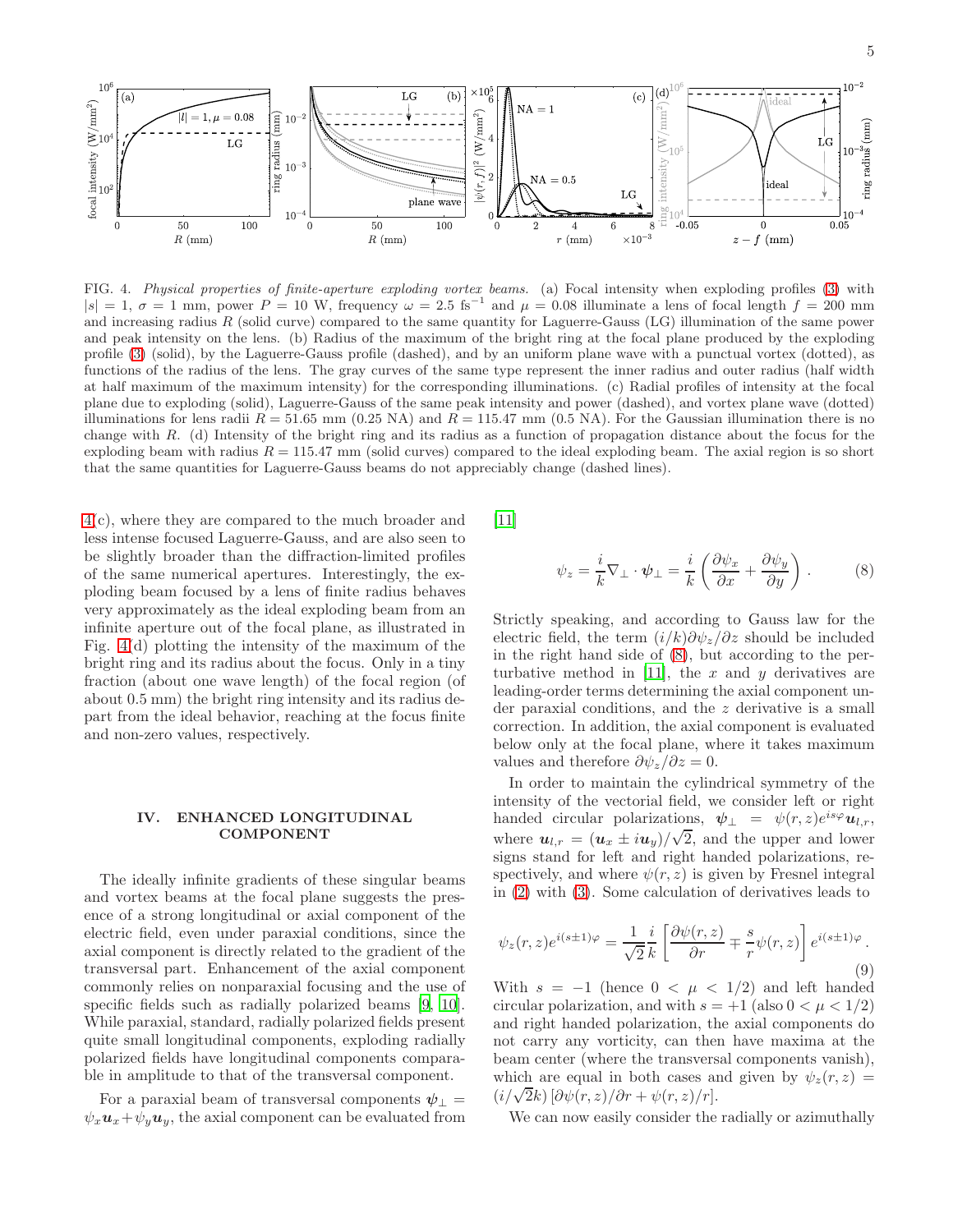FIG. 4. *Physical properties of finite-aperture exploding vortex beams.* (a) Focal intensity when exploding profiles (3) with $|s| = 1$, $\sigma = 1$ mm, power $P = 10$ W, frequency $\omega = 2.5$ fs$^{-1}$ and $\mu = 0.08$ illuminate a lens of focal length $f = 200$ mm and increasing radius $R$ (solid curve) compared to the same quantity for Laguerre-Gauss (LG) illumination of the same power and peak intensity on the lens. (b) Radius of the maximum of the bright ring at the focal plane produced by the exploding profile (3) (solid), by the Laguerre-Gauss profile (dashed), and by an uniform plane wave with a punctual vortex (dotted), as functions of the radius of the lens. The gray curves of the same type represent the inner radius and outer radius (half width at half maximum of the maximum intensity) for the corresponding illuminations. (c) Radial profiles of intensity at the focal plane due to exploding (solid), Laguerre-Gauss of the same peak intensity and power (dashed), and vortex plane wave (dotted) illuminations for lens radii $R = 51.65$ mm (0.25 NA) and $R = 115.47$ mm (0.5 NA). For the Gaussian illumination there is no change with $R$. (d) Intensity of the bright ring and its radius as a function of propagation distance about the focus for the exploding beam with radius $R = 115.47$ mm (solid curves) compared to the ideal exploding beam. The axial region is so short that the same quantities for Laguerre-Gauss beams do not appreciably change (dashed lines).

4(c), where they are compared to the much broader and less intense focused Laguerre-Gauss, and are also seen to be slightly broader than the diffraction-limited profiles of the same numerical apertures. Interestingly, the exploding beam focused by a lens of finite radius behaves very approximately as the ideal exploding beam from an infinite aperture out of the focal plane, as illustrated in Fig. 4(d) plotting the intensity of the maximum of the bright ring and its radius about the focus. Only in a tiny fraction (about one wave length) of the focal region (of about 0.5 mm) the bright ring intensity and its radius depart from the ideal behavior, reaching at the focus finite and non-zero values, respectively.

## IV. ENHANCED LONGITUDINAL COMPONENT

The ideally infinite gradients of these singular beams and vortex beams at the focal plane suggests the presence of a strong longitudinal or axial component of the electric field, even under paraxial conditions, since the axial component is directly related to the gradient of the transversal part. Enhancement of the axial component commonly relies on nonparaxial focusing and the use of specific fields such as radially polarized beams [9, 10]. While paraxial, standard, radially polarized fields present quite small longitudinal components, exploding radially polarized fields have longitudinal components comparable in amplitude to that of the transversal component.

For a paraxial beam of transversal components $\boldsymbol{\psi}_\perp = \psi_x \boldsymbol{u}_x + \psi_y \boldsymbol{u}_y$, the axial component can be evaluated from [11]

$$\psi_z = \frac{i}{k}\nabla_\perp \cdot \boldsymbol{\psi}_\perp = \frac{i}{k}\left(\frac{\partial \psi_x}{\partial x} + \frac{\partial \psi_y}{\partial y}\right). \tag{8}$$

Strictly speaking, and according to Gauss law for the electric field, the term $(i/k)\partial\psi_z/\partial z$ should be included in the right hand side of (8), but according to the perturbative method in [11], the $x$ and $y$ derivatives are leading-order terms determining the axial component under paraxial conditions, and the $z$ derivative is a small correction. In addition, the axial component is evaluated below only at the focal plane, where it takes maximum values and therefore $\partial\psi_z/\partial z = 0$.

In order to maintain the cylindrical symmetry of the intensity of the vectorial field, we consider left or right handed circular polarizations, $\boldsymbol{\psi}_\perp = \psi(r,z)e^{is\varphi}\boldsymbol{u}_{l,r}$, where $\boldsymbol{u}_{l,r} = (\boldsymbol{u}_x \pm i\boldsymbol{u}_y)/\sqrt{2}$, and the upper and lower signs stand for left and right handed polarizations, respectively, and where $\psi(r,z)$ is given by Fresnel integral in (2) with (3). Some calculation of derivatives leads to

$$\psi_z(r,z)e^{i(s\pm 1)\varphi} = \frac{1}{\sqrt{2}}\frac{i}{k}\left[\frac{\partial\psi(r,z)}{\partial r} \mp \frac{s}{r}\psi(r,z)\right]e^{i(s\pm 1)\varphi}. \tag{9}$$

With $s = -1$ (hence $0 < \mu < 1/2$) and left handed circular polarization, and with $s = +1$ (also $0 < \mu < 1/2$) and right handed polarization, the axial components do not carry any vorticity, can then have maxima at the beam center (where the transversal components vanish), which are equal in both cases and given by $\psi_z(r,z) = (i/\sqrt{2}k)\left[\partial\psi(r,z)/\partial r + \psi(r,z)/r\right]$.

We can now easily consider the radially or azimuthally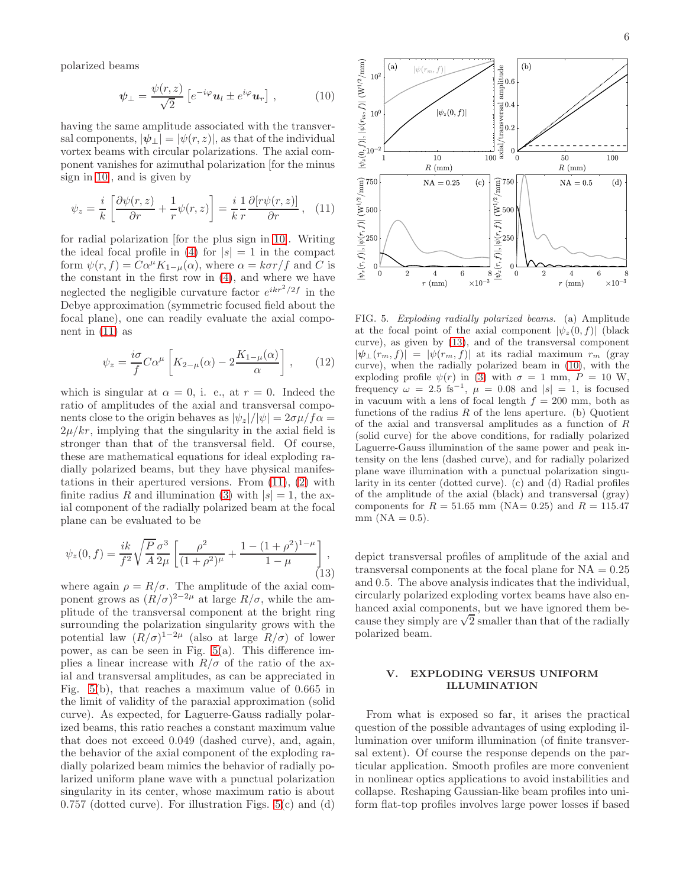polarized beams

$$\boldsymbol{\psi}_\perp = \frac{\psi(r,z)}{\sqrt{2}}\left[e^{-i\varphi}\boldsymbol{u}_l \pm e^{i\varphi}\boldsymbol{u}_r\right], \qquad (10)$$

having the same amplitude associated with the transversal components, $|\boldsymbol{\psi}_\perp| = |\psi(r,z)|$, as that of the individual vortex beams with circular polarizations. The axial component vanishes for azimuthal polarization [for the minus sign in 10], and is given by

$$\psi_z = \frac{i}{k}\left[\frac{\partial\psi(r,z)}{\partial r} + \frac{1}{r}\psi(r,z)\right] = \frac{i}{k}\frac{1}{r}\frac{\partial[r\psi(r,z)]}{\partial r}, \qquad (11)$$

for radial polarization [for the plus sign in 10]. Writing the ideal focal profile in (4) for $|s|=1$ in the compact form $\psi(r,f) = C\alpha^\mu K_{1-\mu}(\alpha)$, where $\alpha = k\sigma r/f$ and $C$ is the constant in the first row in (4), and where we have neglected the negligible curvature factor $e^{ikr^2/2f}$ in the Debye approximation (symmetric focused field about the focal plane), one can readily evaluate the axial component in (11) as

$$\psi_z = \frac{i\sigma}{f}C\alpha^\mu\left[K_{2-\mu}(\alpha) - 2\frac{K_{1-\mu}(\alpha)}{\alpha}\right], \qquad (12)$$

which is singular at $\alpha = 0$, i. e., at $r = 0$. Indeed the ratio of amplitudes of the axial and transversal components close to the origin behaves as $|\psi_z|/|\psi| = 2\sigma\mu/f\alpha = 2\mu/kr$, implying that the singularity in the axial field is stronger than that of the transversal field. Of course, these are mathematical equations for ideal exploding radially polarized beams, but they have physical manifestations in their apertured versions. From (11), (2) with finite radius $R$ and illumination (3) with $|s|=1$, the axial component of the radially polarized beam at the focal plane can be evaluated to be

$$\psi_z(0,f) = \frac{ik}{f^2}\sqrt{\frac{P}{A}}\frac{\sigma^3}{2\mu}\left[\frac{\rho^2}{(1+\rho^2)^\mu} + \frac{1-(1+\rho^2)^{1-\mu}}{1-\mu}\right], \qquad (13)$$

where again $\rho = R/\sigma$. The amplitude of the axial component grows as $(R/\sigma)^{2-2\mu}$ at large $R/\sigma$, while the amplitude of the transversal component at the bright ring surrounding the polarization singularity grows with the potential law $(R/\sigma)^{1-2\mu}$ (also at large $R/\sigma$) of lower power, as can be seen in Fig. 5(a). This difference implies a linear increase with $R/\sigma$ of the ratio of the axial and transversal amplitudes, as can be appreciated in Fig. 5(b), that reaches a maximum value of 0.665 in the limit of validity of the paraxial approximation (solid curve). As expected, for Laguerre-Gauss radially polarized beams, this ratio reaches a constant maximum value that does not exceed 0.049 (dashed curve), and, again, the behavior of the axial component of the exploding radially polarized beam mimics the behavior of radially polarized uniform plane wave with a punctual polarization singularity in its center, whose maximum ratio is about 0.757 (dotted curve). For illustration Figs. 5(c) and (d) depict transversal profiles of amplitude of the axial and transversal components at the focal plane for NA = 0.25 and 0.5. The above analysis indicates that the individual, circularly polarized exploding vortex beams have also enhanced axial components, but we have ignored them because they simply are $\sqrt{2}$ smaller than that of the radially polarized beam.

FIG. 5. *Exploding radially polarized beams.* (a) Amplitude at the focal point of the axial component $|\psi_z(0,f)|$ (black curve), as given by (13), and of the transversal component $|\boldsymbol{\psi}_\perp(r_m,f)| = |\psi(r_m,f)|$ at its radial maximum $r_m$ (gray curve), when the radially polarized beam in (10), with the exploding profile $\psi(r)$ in (3) with $\sigma = 1$ mm, $P = 10$ W, frequency $\omega = 2.5$ fs$^{-1}$, $\mu = 0.08$ and $|s| = 1$, is focused in vacuum with a lens of focal length $f = 200$ mm, both as functions of the radius $R$ of the lens aperture. (b) Quotient of the axial and transversal amplitudes as a function of $R$ (solid curve) for the above conditions, for radially polarized Laguerre-Gauss illumination of the same power and peak intensity on the lens (dashed curve), and for radially polarized plane wave illumination with a punctual polarization singularity in its center (dotted curve). (c) and (d) Radial profiles of the amplitude of the axial (black) and transversal (gray) components for $R = 51.65$ mm (NA= 0.25) and $R = 115.47$ mm (NA = 0.5).

## V. EXPLODING VERSUS UNIFORM ILLUMINATION

From what is exposed so far, it arises the practical question of the possible advantages of using exploding illumination over uniform illumination (of finite transversal extent). Of course the response depends on the particular application. Smooth profiles are more convenient in nonlinear optics applications to avoid instabilities and collapse. Reshaping Gaussian-like beam profiles into uniform flat-top profiles involves large power losses if based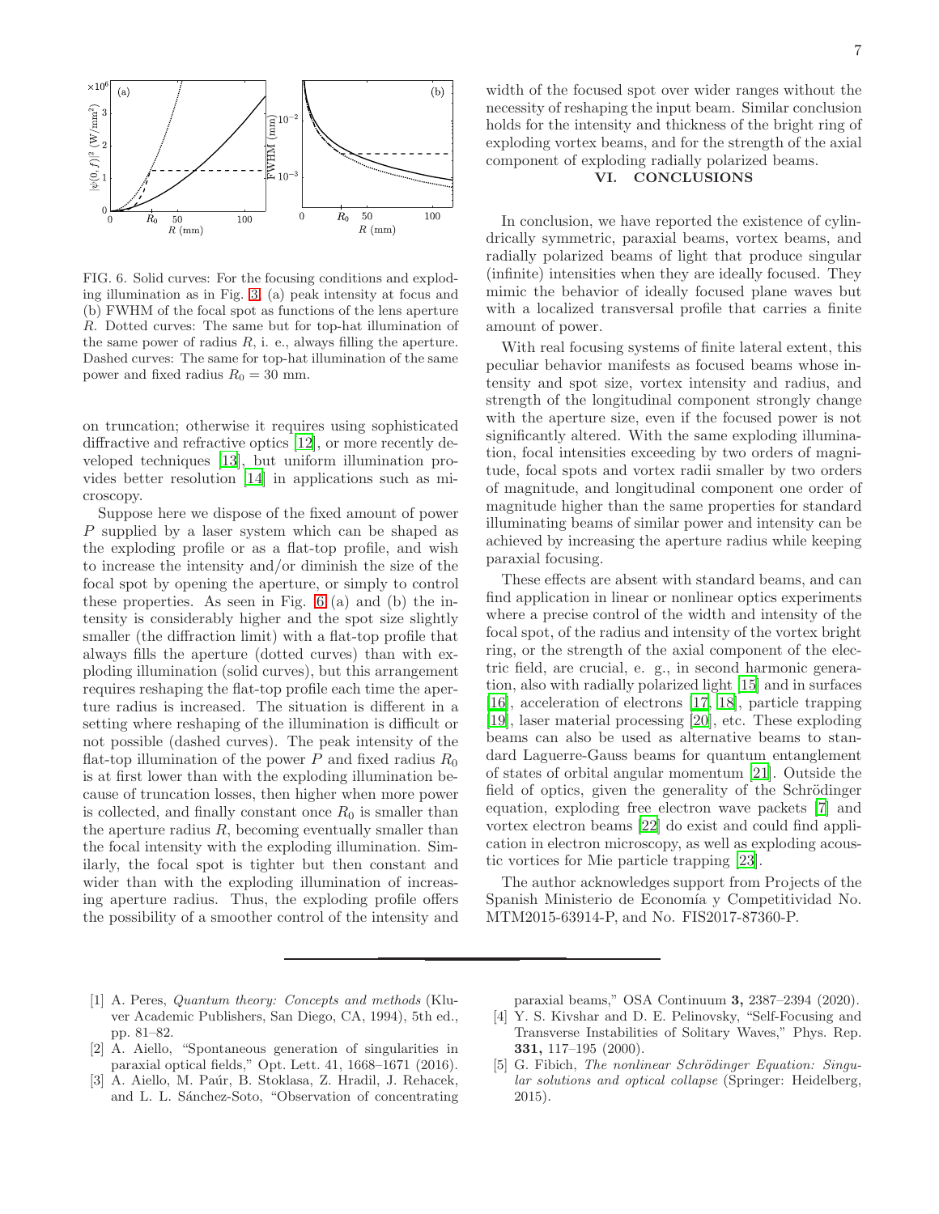FIG. 6. Solid curves: For the focusing conditions and exploding illumination as in Fig. 3, (a) peak intensity at focus and (b) FWHM of the focal spot as functions of the lens aperture $R$. Dotted curves: The same but for top-hat illumination of the same power of radius $R$, i. e., always filling the aperture. Dashed curves: The same for top-hat illumination of the same power and fixed radius $R_0 = 30$ mm.

on truncation; otherwise it requires using sophisticated diffractive and refractive optics [12], or more recently developed techniques [13], but uniform illumination provides better resolution [14] in applications such as microscopy.

Suppose here we dispose of the fixed amount of power $P$ supplied by a laser system which can be shaped as the exploding profile or as a flat-top profile, and wish to increase the intensity and/or diminish the size of the focal spot by opening the aperture, or simply to control these properties. As seen in Fig. 6 (a) and (b) the intensity is considerably higher and the spot size slightly smaller (the diffraction limit) with a flat-top profile that always fills the aperture (dotted curves) than with exploding illumination (solid curves), but this arrangement requires reshaping the flat-top profile each time the aperture radius is increased. The situation is different in a setting where reshaping of the illumination is difficult or not possible (dashed curves). The peak intensity of the flat-top illumination of the power $P$ and fixed radius $R_0$ is at first lower than with the exploding illumination because of truncation losses, then higher when more power is collected, and finally constant once $R_0$ is smaller than the aperture radius $R$, becoming eventually smaller than the focal intensity with the exploding illumination. Similarly, the focal spot is tighter but then constant and wider than with the exploding illumination of increasing aperture radius. Thus, the exploding profile offers the possibility of a smoother control of the intensity and width of the focused spot over wider ranges without the necessity of reshaping the input beam. Similar conclusion holds for the intensity and thickness of the bright ring of exploding vortex beams, and for the strength of the axial component of exploding radially polarized beams.

## VI. CONCLUSIONS

In conclusion, we have reported the existence of cylindrically symmetric, paraxial beams, vortex beams, and radially polarized beams of light that produce singular (infinite) intensities when they are ideally focused. They mimic the behavior of ideally focused plane waves but with a localized transversal profile that carries a finite amount of power.

With real focusing systems of finite lateral extent, this peculiar behavior manifests as focused beams whose intensity and spot size, vortex intensity and radius, and strength of the longitudinal component strongly change with the aperture size, even if the focused power is not significantly altered. With the same exploding illumination, focal intensities exceeding by two orders of magnitude, focal spots and vortex radii smaller by two orders of magnitude, and longitudinal component one order of magnitude higher than the same properties for standard illuminating beams of similar power and intensity can be achieved by increasing the aperture radius while keeping paraxial focusing.

These effects are absent with standard beams, and can find application in linear or nonlinear optics experiments where a precise control of the width and intensity of the focal spot, of the radius and intensity of the vortex bright ring, or the strength of the axial component of the electric field, are crucial, e. g., in second harmonic generation, also with radially polarized light [15] and in surfaces [16], acceleration of electrons [17, 18], particle trapping [19], laser material processing [20], etc. These exploding beams can also be used as alternative beams to standard Laguerre-Gauss beams for quantum entanglement of states of orbital angular momentum [21]. Outside the field of optics, given the generality of the Schrödinger equation, exploding free electron wave packets [7] and vortex electron beams [22] do exist and could find application in electron microscopy, as well as exploding acoustic vortices for Mie particle trapping [23].

The author acknowledges support from Projects of the Spanish Ministerio de Economía y Competitividad No. MTM2015-63914-P, and No. FIS2017-87360-P.

---

[1] A. Peres, *Quantum theory: Concepts and methods* (Kluver Academic Publishers, San Diego, CA, 1994), 5th ed., pp. 81–82.

[2] A. Aiello, "Spontaneous generation of singularities in paraxial optical fields," Opt. Lett. 41, 1668–1671 (2016).

[3] A. Aiello, M. Paúr, B. Stoklasa, Z. Hradil, J. Rehacek, and L. L. Sánchez-Soto, "Observation of concentrating paraxial beams," OSA Continuum **3,** 2387–2394 (2020).

[4] Y. S. Kivshar and D. E. Pelinovsky, "Self-Focusing and Transverse Instabilities of Solitary Waves," Phys. Rep. **331,** 117–195 (2000).

[5] G. Fibich, *The nonlinear Schrödinger Equation: Singular solutions and optical collapse* (Springer: Heidelberg, 2015).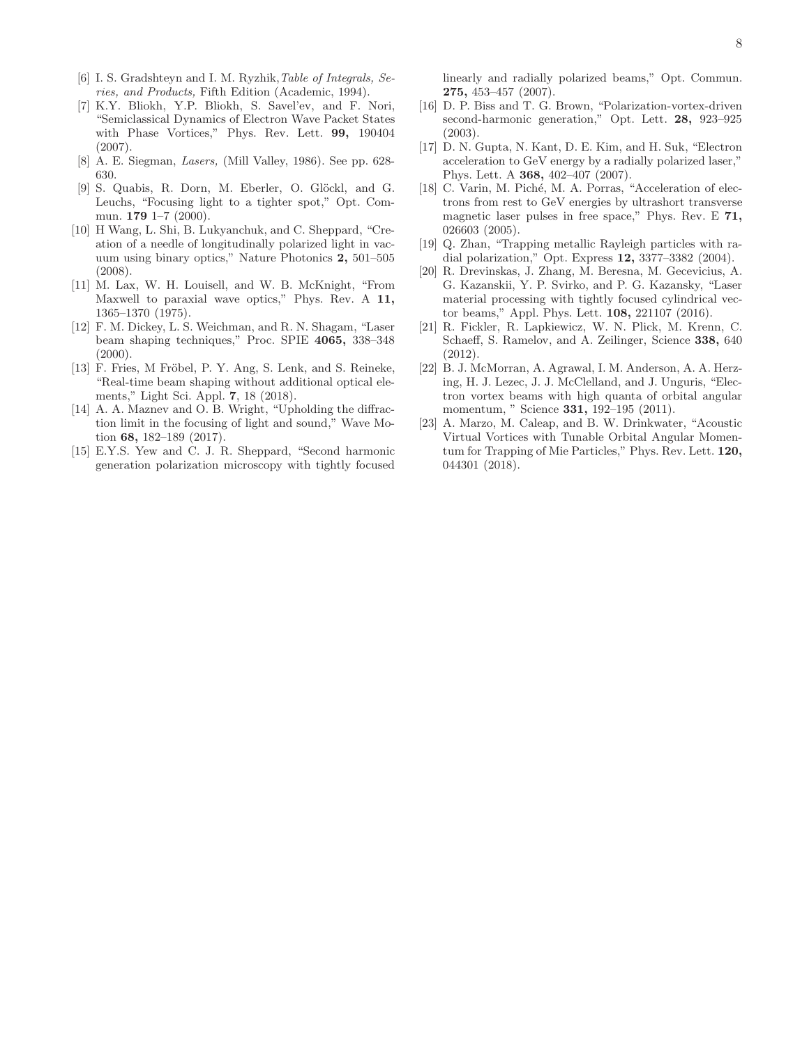[6] I. S. Gradshteyn and I. M. Ryzhik, *Table of Integrals, Series, and Products,* Fifth Edition (Academic, 1994).

[7] K.Y. Bliokh, Y.P. Bliokh, S. Savel'ev, and F. Nori, "Semiclassical Dynamics of Electron Wave Packet States with Phase Vortices," Phys. Rev. Lett. **99,** 190404 (2007).

[8] A. E. Siegman, *Lasers,* (Mill Valley, 1986). See pp. 628-630.

[9] S. Quabis, R. Dorn, M. Eberler, O. Glöckl, and G. Leuchs, "Focusing light to a tighter spot," Opt. Commun. **179** 1–7 (2000).

[10] H Wang, L. Shi, B. Lukyanchuk, and C. Sheppard, "Creation of a needle of longitudinally polarized light in vacuum using binary optics," Nature Photonics **2,** 501–505 (2008).

[11] M. Lax, W. H. Louisell, and W. B. McKnight, "From Maxwell to paraxial wave optics," Phys. Rev. A **11,** 1365–1370 (1975).

[12] F. M. Dickey, L. S. Weichman, and R. N. Shagam, "Laser beam shaping techniques," Proc. SPIE **4065,** 338–348 (2000).

[13] F. Fries, M Fröbel, P. Y. Ang, S. Lenk, and S. Reineke, "Real-time beam shaping without additional optical elements," Light Sci. Appl. **7**, 18 (2018).

[14] A. A. Maznev and O. B. Wright, "Upholding the diffraction limit in the focusing of light and sound," Wave Motion **68,** 182–189 (2017).

[15] E.Y.S. Yew and C. J. R. Sheppard, "Second harmonic generation polarization microscopy with tightly focused linearly and radially polarized beams," Opt. Commun. **275,** 453–457 (2007).

[16] D. P. Biss and T. G. Brown, "Polarization-vortex-driven second-harmonic generation," Opt. Lett. **28,** 923–925 (2003).

[17] D. N. Gupta, N. Kant, D. E. Kim, and H. Suk, "Electron acceleration to GeV energy by a radially polarized laser," Phys. Lett. A **368,** 402–407 (2007).

[18] C. Varin, M. Piché, M. A. Porras, "Acceleration of electrons from rest to GeV energies by ultrashort transverse magnetic laser pulses in free space," Phys. Rev. E **71,** 026603 (2005).

[19] Q. Zhan, "Trapping metallic Rayleigh particles with radial polarization," Opt. Express **12,** 3377–3382 (2004).

[20] R. Drevinskas, J. Zhang, M. Beresna, M. Gecevicius, A. G. Kazanskii, Y. P. Svirko, and P. G. Kazansky, "Laser material processing with tightly focused cylindrical vector beams," Appl. Phys. Lett. **108,** 221107 (2016).

[21] R. Fickler, R. Lapkiewicz, W. N. Plick, M. Krenn, C. Schaeff, S. Ramelov, and A. Zeilinger, Science **338,** 640 (2012).

[22] B. J. McMorran, A. Agrawal, I. M. Anderson, A. A. Herzing, H. J. Lezec, J. J. McClelland, and J. Unguris, "Electron vortex beams with high quanta of orbital angular momentum, " Science **331,** 192–195 (2011).

[23] A. Marzo, M. Caleap, and B. W. Drinkwater, "Acoustic Virtual Vortices with Tunable Orbital Angular Momentum for Trapping of Mie Particles," Phys. Rev. Lett. **120,** 044301 (2018).